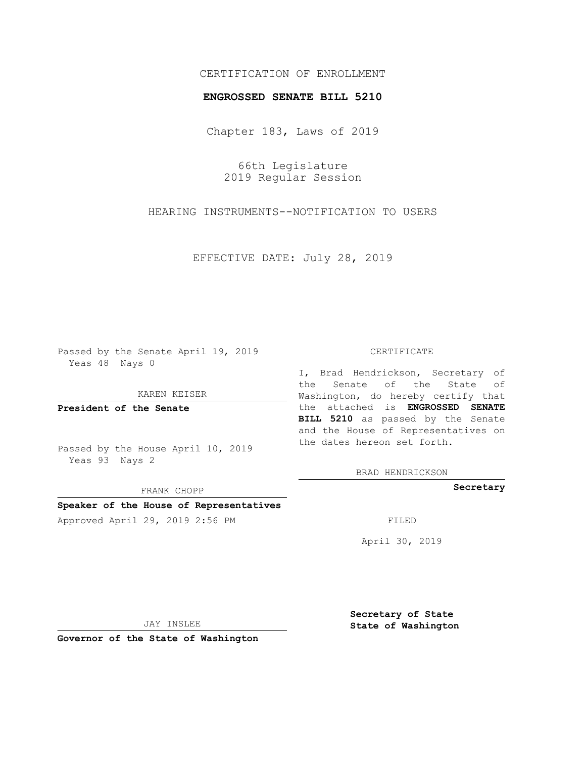CERTIFICATION OF ENROLLMENT

**ENGROSSED SENATE BILL 5210**

Chapter 183, Laws of 2019

66th Legislature
2019 Regular Session

HEARING INSTRUMENTS--NOTIFICATION TO USERS

EFFECTIVE DATE: July 28, 2019

Passed by the Senate April 19, 2019
Yeas 48 Nays 0

KAREN KEISER

**President of the Senate**

Passed by the House April 10, 2019
Yeas 93 Nays 2

FRANK CHOPP

**Speaker of the House of Representatives**

Approved April 29, 2019 2:56 PM

JAY INSLEE

**Governor of the State of Washington**

CERTIFICATE

I, Brad Hendrickson, Secretary of the Senate of the State of Washington, do hereby certify that the attached is **ENGROSSED SENATE BILL 5210** as passed by the Senate and the House of Representatives on the dates hereon set forth.

BRAD HENDRICKSON

**Secretary**

FILED

April 30, 2019

**Secretary of State**
**State of Washington**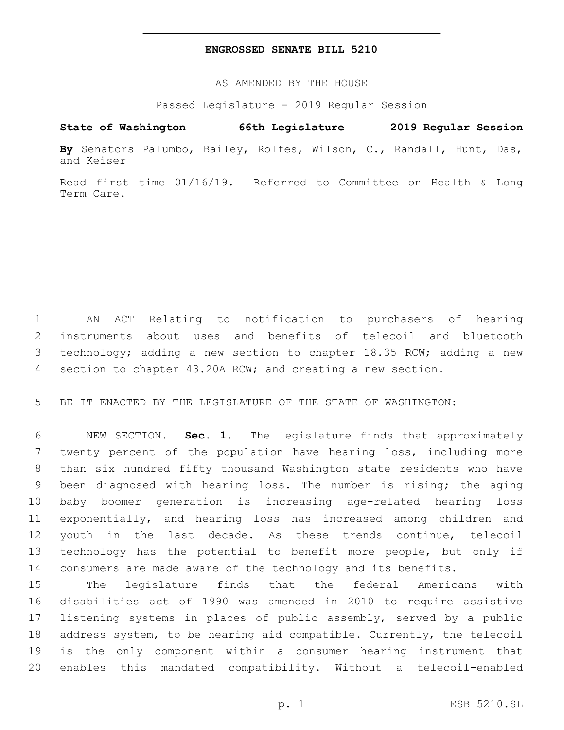# ENGROSSED SENATE BILL 5210

AS AMENDED BY THE HOUSE

Passed Legislature - 2019 Regular Session

**State of Washington 66th Legislature 2019 Regular Session**

**By** Senators Palumbo, Bailey, Rolfes, Wilson, C., Randall, Hunt, Das, and Keiser

Read first time 01/16/19. Referred to Committee on Health & Long Term Care.

1 AN ACT Relating to notification to purchasers of hearing
2 instruments about uses and benefits of telecoil and bluetooth
3 technology; adding a new section to chapter 18.35 RCW; adding a new
4 section to chapter 43.20A RCW; and creating a new section.

5 BE IT ENACTED BY THE LEGISLATURE OF THE STATE OF WASHINGTON:

6 NEW SECTION. **Sec. 1.** The legislature finds that approximately
7 twenty percent of the population have hearing loss, including more
8 than six hundred fifty thousand Washington state residents who have
9 been diagnosed with hearing loss. The number is rising; the aging
10 baby boomer generation is increasing age-related hearing loss
11 exponentially, and hearing loss has increased among children and
12 youth in the last decade. As these trends continue, telecoil
13 technology has the potential to benefit more people, but only if
14 consumers are made aware of the technology and its benefits.

15 The legislature finds that the federal Americans with
16 disabilities act of 1990 was amended in 2010 to require assistive
17 listening systems in places of public assembly, served by a public
18 address system, to be hearing aid compatible. Currently, the telecoil
19 is the only component within a consumer hearing instrument that
20 enables this mandated compatibility. Without a telecoil-enabled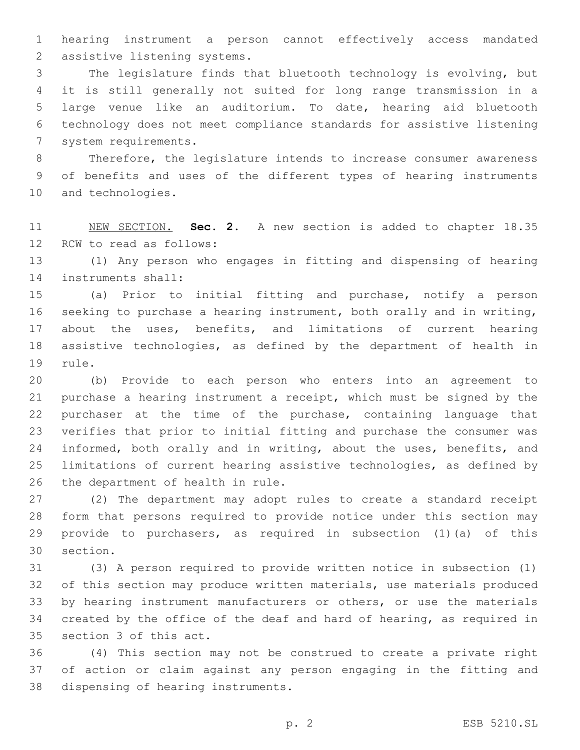hearing instrument a person cannot effectively access mandated assistive listening systems.

The legislature finds that bluetooth technology is evolving, but it is still generally not suited for long range transmission in a large venue like an auditorium. To date, hearing aid bluetooth technology does not meet compliance standards for assistive listening system requirements.

Therefore, the legislature intends to increase consumer awareness of benefits and uses of the different types of hearing instruments and technologies.

NEW SECTION. **Sec. 2.** A new section is added to chapter 18.35 RCW to read as follows:

(1) Any person who engages in fitting and dispensing of hearing instruments shall:

(a) Prior to initial fitting and purchase, notify a person seeking to purchase a hearing instrument, both orally and in writing, about the uses, benefits, and limitations of current hearing assistive technologies, as defined by the department of health in rule.

(b) Provide to each person who enters into an agreement to purchase a hearing instrument a receipt, which must be signed by the purchaser at the time of the purchase, containing language that verifies that prior to initial fitting and purchase the consumer was informed, both orally and in writing, about the uses, benefits, and limitations of current hearing assistive technologies, as defined by the department of health in rule.

(2) The department may adopt rules to create a standard receipt form that persons required to provide notice under this section may provide to purchasers, as required in subsection (1)(a) of this section.

(3) A person required to provide written notice in subsection (1) of this section may produce written materials, use materials produced by hearing instrument manufacturers or others, or use the materials created by the office of the deaf and hard of hearing, as required in section 3 of this act.

(4) This section may not be construed to create a private right of action or claim against any person engaging in the fitting and dispensing of hearing instruments.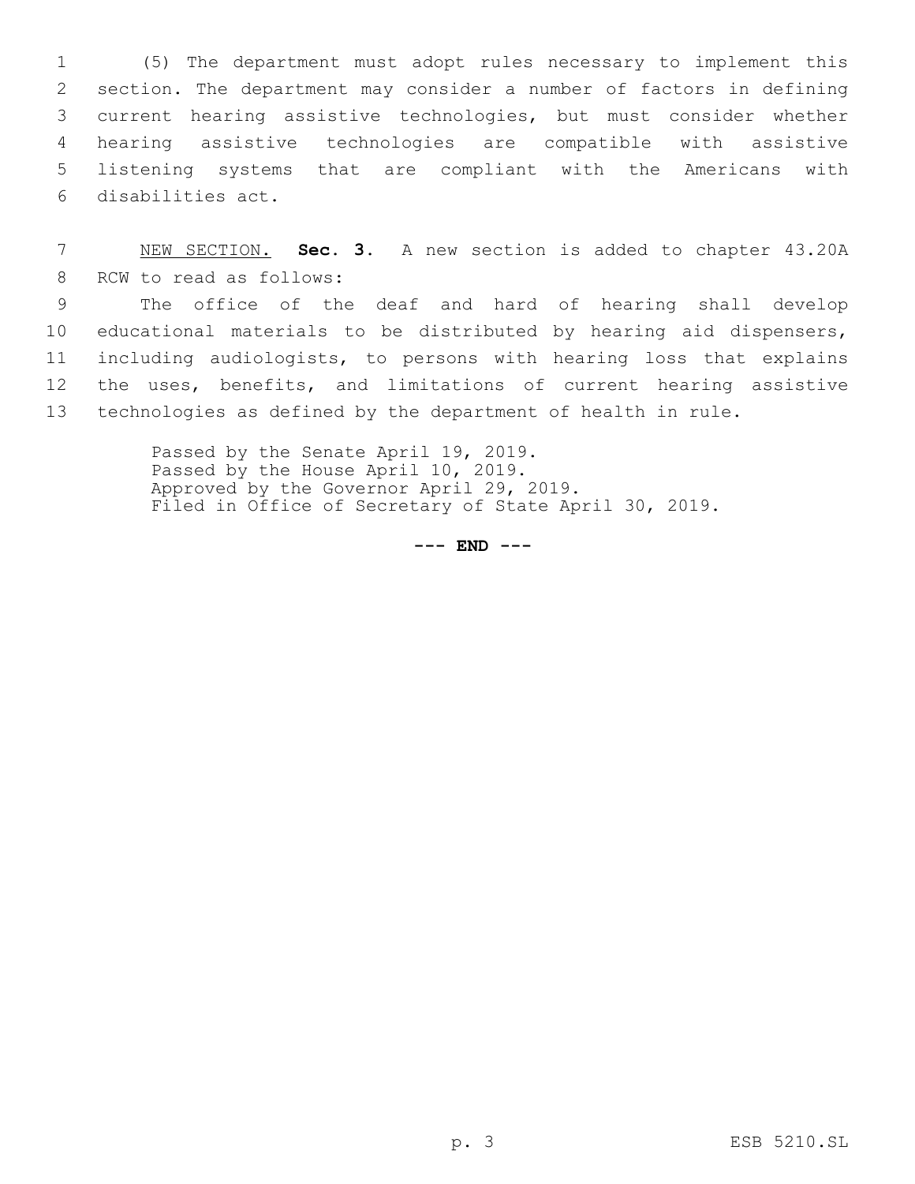(5) The department must adopt rules necessary to implement this section. The department may consider a number of factors in defining current hearing assistive technologies, but must consider whether hearing assistive technologies are compatible with assistive listening systems that are compliant with the Americans with disabilities act.

NEW SECTION. **Sec. 3.** A new section is added to chapter 43.20A RCW to read as follows:

The office of the deaf and hard of hearing shall develop educational materials to be distributed by hearing aid dispensers, including audiologists, to persons with hearing loss that explains the uses, benefits, and limitations of current hearing assistive technologies as defined by the department of health in rule.

Passed by the Senate April 19, 2019.
Passed by the House April 10, 2019.
Approved by the Governor April 29, 2019.
Filed in Office of Secretary of State April 30, 2019.

**--- END ---**